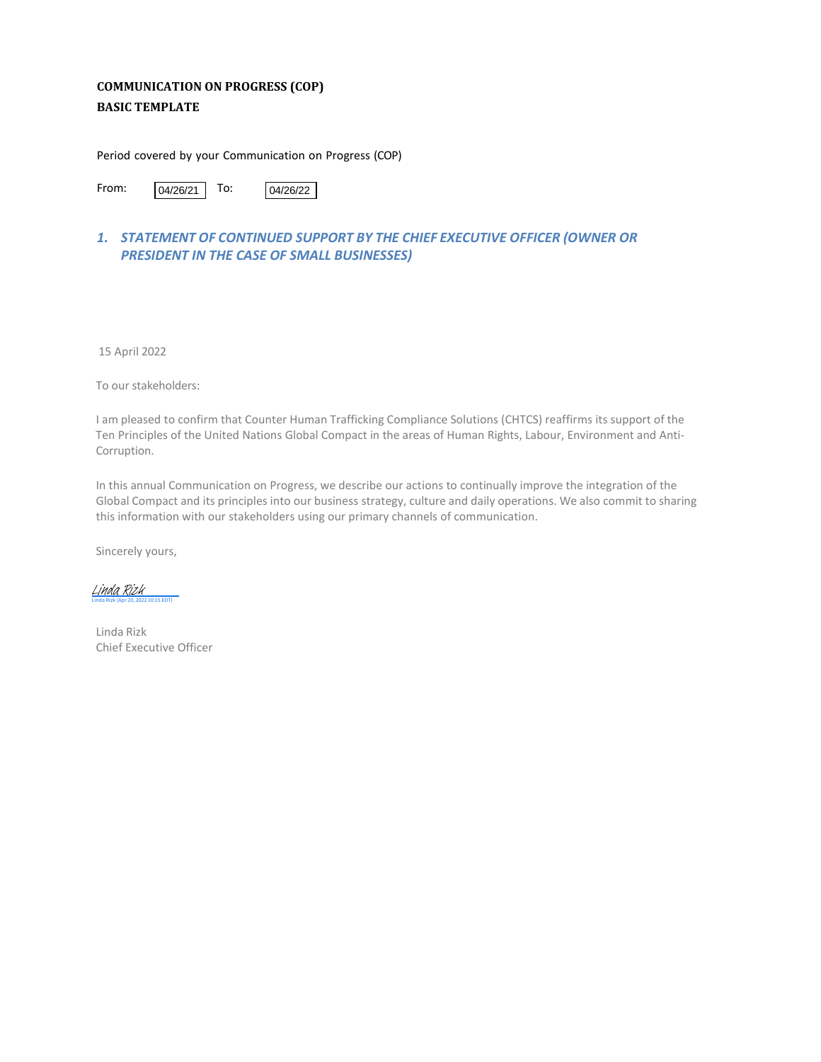**COMMUNICATION ON PROGRESS (COP)**
**BASIC TEMPLATE**

Period covered by your Communication on Progress (COP)

From: 04/26/21 To: 04/26/22

## *1. STATEMENT OF CONTINUED SUPPORT BY THE CHIEF EXECUTIVE OFFICER (OWNER OR PRESIDENT IN THE CASE OF SMALL BUSINESSES)*

15 April 2022

To our stakeholders:

I am pleased to confirm that Counter Human Trafficking Compliance Solutions (CHTCS) reaffirms its support of the Ten Principles of the United Nations Global Compact in the areas of Human Rights, Labour, Environment and Anti-Corruption.

In this annual Communication on Progress, we describe our actions to continually improve the integration of the Global Compact and its principles into our business strategy, culture and daily operations. We also commit to sharing this information with our stakeholders using our primary channels of communication.

Sincerely yours,

Linda Rizk
Linda Rizk (Apr 20, 2022 10:15 EDT)

Linda Rizk
Chief Executive Officer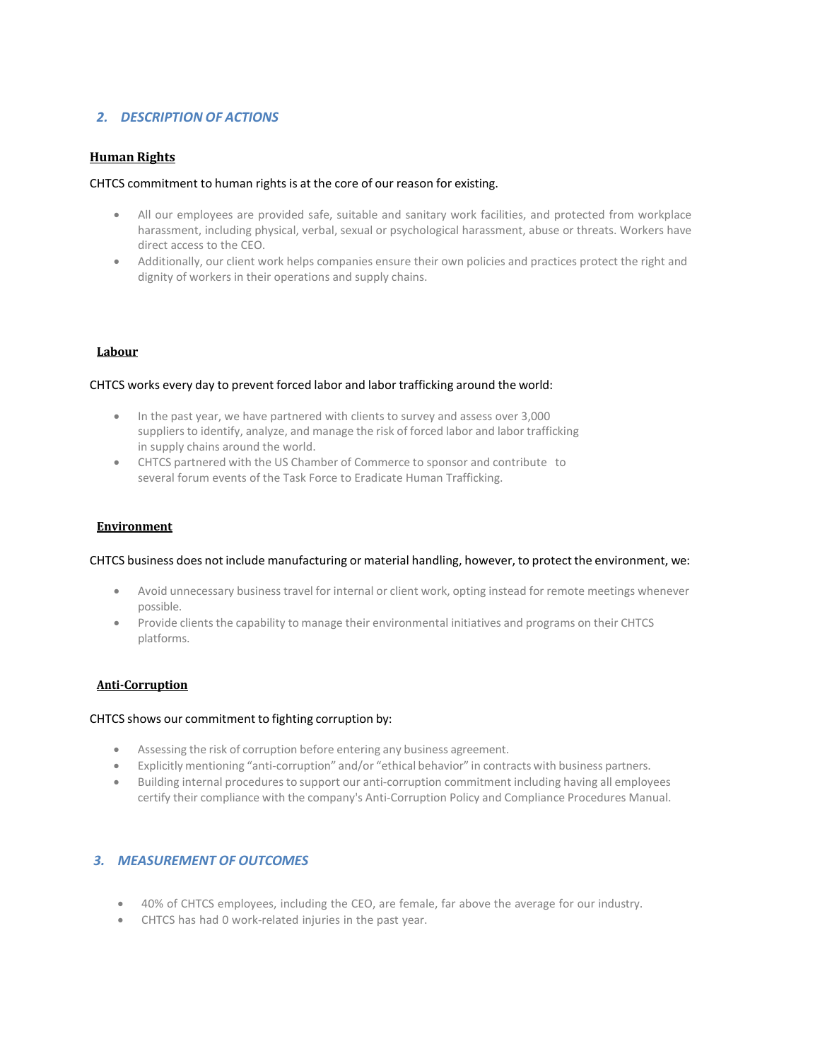## 2. DESCRIPTION OF ACTIONS

### Human Rights

CHTCS commitment to human rights is at the core of our reason for existing.

- All our employees are provided safe, suitable and sanitary work facilities, and protected from workplace harassment, including physical, verbal, sexual or psychological harassment, abuse or threats. Workers have direct access to the CEO.
- Additionally, our client work helps companies ensure their own policies and practices protect the right and dignity of workers in their operations and supply chains.

### Labour

CHTCS works every day to prevent forced labor and labor trafficking around the world:

- In the past year, we have partnered with clients to survey and assess over 3,000 suppliers to identify, analyze, and manage the risk of forced labor and labor trafficking in supply chains around the world.
- CHTCS partnered with the US Chamber of Commerce to sponsor and contribute to several forum events of the Task Force to Eradicate Human Trafficking.

### Environment

CHTCS business does not include manufacturing or material handling, however, to protect the environment, we:

- Avoid unnecessary business travel for internal or client work, opting instead for remote meetings whenever possible.
- Provide clients the capability to manage their environmental initiatives and programs on their CHTCS platforms.

### Anti-Corruption

CHTCS shows our commitment to fighting corruption by:

- Assessing the risk of corruption before entering any business agreement.
- Explicitly mentioning "anti-corruption" and/or "ethical behavior" in contracts with business partners.
- Building internal procedures to support our anti-corruption commitment including having all employees certify their compliance with the company's Anti-Corruption Policy and Compliance Procedures Manual.

## 3. MEASUREMENT OF OUTCOMES

- 40% of CHTCS employees, including the CEO, are female, far above the average for our industry.
- CHTCS has had 0 work-related injuries in the past year.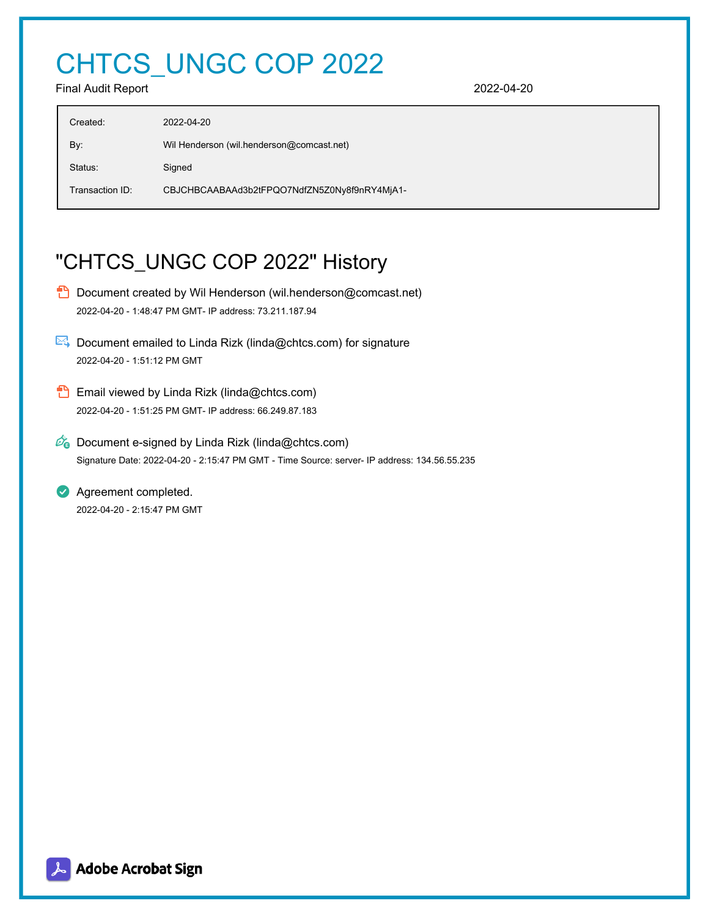# CHTCS_UNGC COP 2022

Final Audit Report 2022-04-20

| | |
|---|---|
| Created: | 2022-04-20 |
| By: | Wil Henderson (wil.henderson@comcast.net) |
| Status: | Signed |
| Transaction ID: | CBJCHBCAABAAd3b2tFPQO7NdfZN5Z0Ny8f9nRY4MjA1- |

## "CHTCS_UNGC COP 2022" History

- Document created by Wil Henderson (wil.henderson@comcast.net)
  2022-04-20 - 1:48:47 PM GMT- IP address: 73.211.187.94

- Document emailed to Linda Rizk (linda@chtcs.com) for signature
  2022-04-20 - 1:51:12 PM GMT

- Email viewed by Linda Rizk (linda@chtcs.com)
  2022-04-20 - 1:51:25 PM GMT- IP address: 66.249.87.183

- Document e-signed by Linda Rizk (linda@chtcs.com)
  Signature Date: 2022-04-20 - 2:15:47 PM GMT - Time Source: server- IP address: 134.56.55.235

- Agreement completed.
  2022-04-20 - 2:15:47 PM GMT

Adobe Acrobat Sign